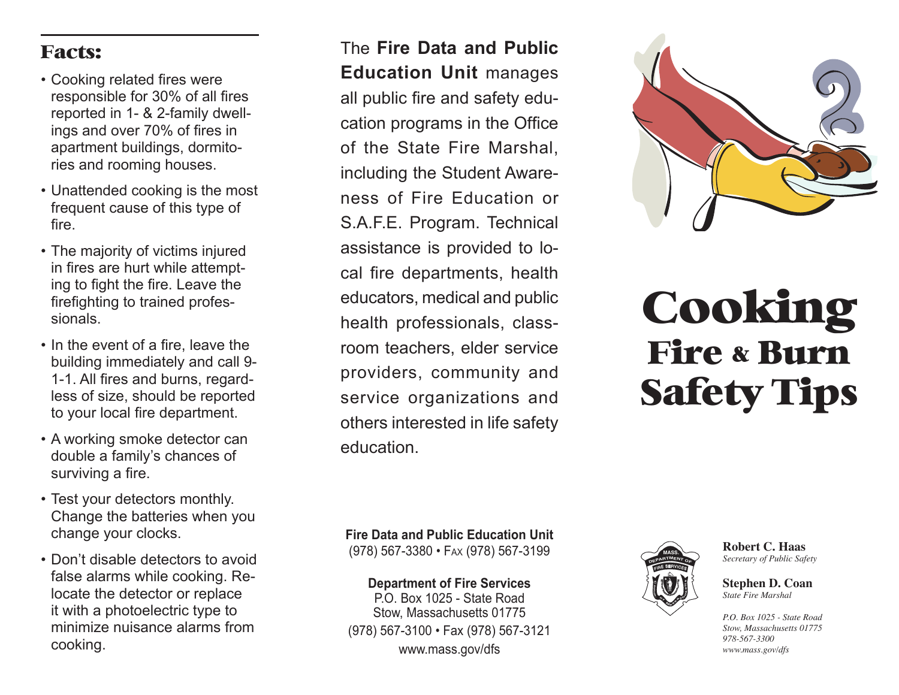## Facts:

- Cooking related fires were responsible for 30% of all fires reported in 1- & 2-family dwellings and over 70% of fires in apartment buildings, dormitories and rooming houses.
- Unattended cooking is the most frequent cause of this type of fire.
- The majority of victims injured in fires are hurt while attempting to fight the fire. Leave the firefighting to trained professionals.
- In the event of a fire, leave the building immediately and call 9-1-1. All fires and burns, regardless of size, should be reported to your local fire department.
- A working smoke detector can double a family's chances of surviving a fire.
- Test your detectors monthly. Change the batteries when you change your clocks.
- Don't disable detectors to avoid false alarms while cooking. Relocate the detector or replace it with a photoelectric type to minimize nuisance alarms from cooking.

The **Fire Data and Public Education Unit** manages all public fire and safety education programs in the Office of the State Fire Marshal, including the Student Awareness of Fire Education or S.A.F.E. Program. Technical assistance is provided to local fire departments, health educators, medical and public health professionals, classroom teachers, elder service providers, community and service organizations and others interested in life safety education.

**Fire Data and Public Education Unit**
(978) 567-3380 • Fax (978) 567-3199

**Department of Fire Services**
P.O. Box 1025 - State Road
Stow, Massachusetts 01775
(978) 567-3100 • Fax (978) 567-3121
www.mass.gov/dfs

# Cooking Fire & Burn Safety Tips

**Robert C. Haas**
*Secretary of Public Safety*

**Stephen D. Coan**
*State Fire Marshal*

*P.O. Box 1025 - State Road*
*Stow, Massachusetts 01775*
*978-567-3300*
*www.mass.gov/dfs*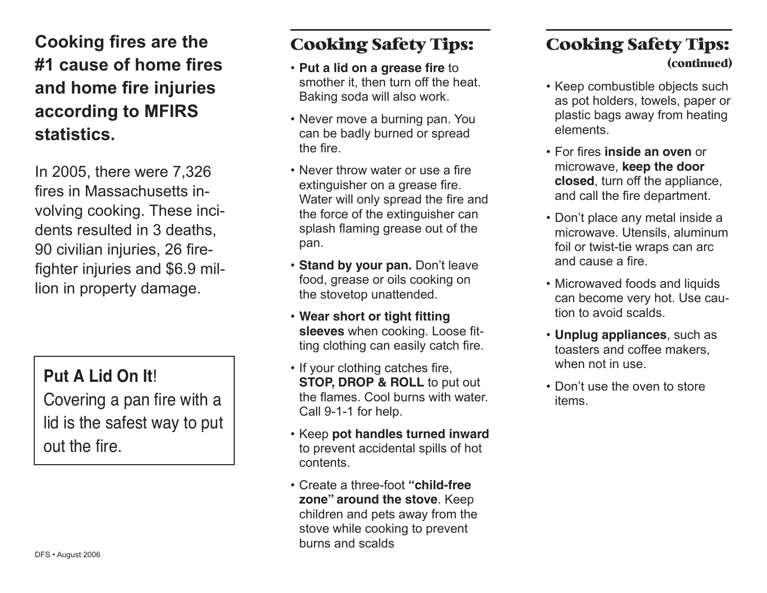**Cooking fires are the #1 cause of home fires and home fire injuries according to MFIRS statistics.**

In 2005, there were 7,326 fires in Massachusetts involving cooking. These incidents resulted in 3 deaths, 90 civilian injuries, 26 firefighter injuries and $6.9 million in property damage.

**Put A Lid On It**!
Covering a pan fire with a lid is the safest way to put out the fire.

DFS • August 2006

## Cooking Safety Tips:

- **Put a lid on a grease fire** to smother it, then turn off the heat. Baking soda will also work.
- Never move a burning pan. You can be badly burned or spread the fire.
- Never throw water or use a fire extinguisher on a grease fire. Water will only spread the fire and the force of the extinguisher can splash flaming grease out of the pan.
- **Stand by your pan.** Don't leave food, grease or oils cooking on the stovetop unattended.
- **Wear short or tight fitting sleeves** when cooking. Loose fitting clothing can easily catch fire.
- If your clothing catches fire, **STOP, DROP & ROLL** to put out the flames. Cool burns with water. Call 9-1-1 for help.
- Keep **pot handles turned inward** to prevent accidental spills of hot contents.
- Create a three-foot **"child-free zone" around the stove**. Keep children and pets away from the stove while cooking to prevent burns and scalds

## Cooking Safety Tips: (continued)

- Keep combustible objects such as pot holders, towels, paper or plastic bags away from heating elements.
- For fires **inside an oven** or microwave, **keep the door closed**, turn off the appliance, and call the fire department.
- Don't place any metal inside a microwave. Utensils, aluminum foil or twist-tie wraps can arc and cause a fire.
- Microwaved foods and liquids can become very hot. Use caution to avoid scalds.
- **Unplug appliances**, such as toasters and coffee makers, when not in use.
- Don't use the oven to store items.